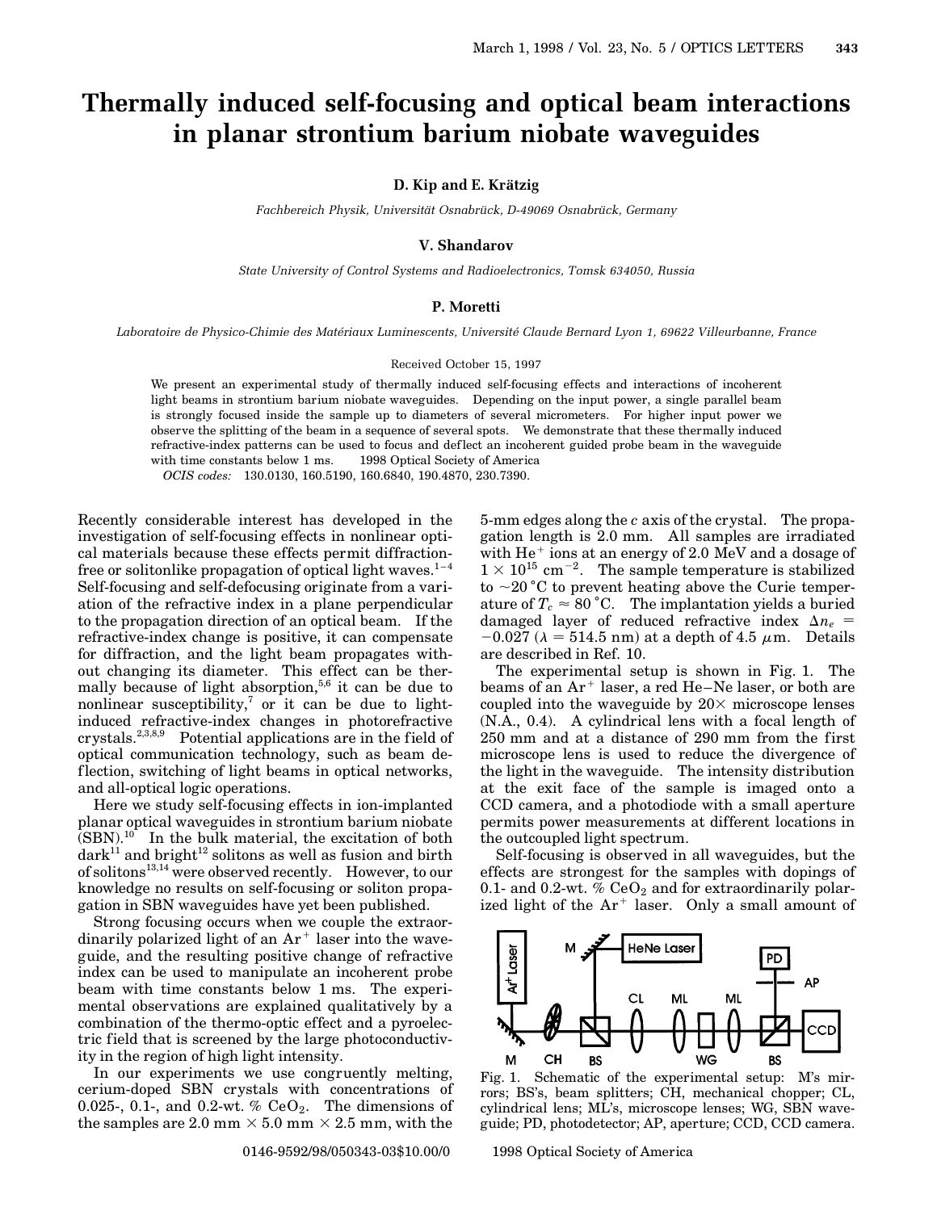# Thermally induced self-focusing and optical beam interactions in planar strontium barium niobate waveguides

**D. Kip and E. Krätzig**

*Fachbereich Physik, Universität Osnabrück, D-49069 Osnabrück, Germany*

**V. Shandarov**

*State University of Control Systems and Radioelectronics, Tomsk 634050, Russia*

**P. Moretti**

*Laboratoire de Physico-Chimie des Matériaux Luminescents, Université Claude Bernard Lyon 1, 69622 Villeurbanne, France*

Received October 15, 1997

We present an experimental study of thermally induced self-focusing effects and interactions of incoherent light beams in strontium barium niobate waveguides. Depending on the input power, a single parallel beam is strongly focused inside the sample up to diameters of several micrometers. For higher input power we observe the splitting of the beam in a sequence of several spots. We demonstrate that these thermally induced refractive-index patterns can be used to focus and deflect an incoherent guided probe beam in the waveguide with time constants below 1 ms. 1998 Optical Society of America

*OCIS codes:* 130.0130, 160.5190, 160.6840, 190.4870, 230.7390.

Recently considerable interest has developed in the investigation of self-focusing effects in nonlinear optical materials because these effects permit diffraction-free or solitonlike propagation of optical light waves.[1–4] Self-focusing and self-defocusing originate from a variation of the refractive index in a plane perpendicular to the propagation direction of an optical beam. If the refractive-index change is positive, it can compensate for diffraction, and the light beam propagates without changing its diameter. This effect can be thermally because of light absorption,[5,6] it can be due to nonlinear susceptibility,[7] or it can be due to light-induced refractive-index changes in photorefractive crystals.[2,3,8,9] Potential applications are in the field of optical communication technology, such as beam deflection, switching of light beams in optical networks, and all-optical logic operations.

Here we study self-focusing effects in ion-implanted planar optical waveguides in strontium barium niobate (SBN).[10] In the bulk material, the excitation of both dark[11] and bright[12] solitons as well as fusion and birth of solitons[13,14] were observed recently. However, to our knowledge no results on self-focusing or soliton propagation in SBN waveguides have yet been published.

Strong focusing occurs when we couple the extraordinarily polarized light of an $Ar^+$ laser into the waveguide, and the resulting positive change of refractive index can be used to manipulate an incoherent probe beam with time constants below 1 ms. The experimental observations are explained qualitatively by a combination of the thermo-optic effect and a pyroelectric field that is screened by the large photoconductivity in the region of high light intensity.

In our experiments we use congruently melting, cerium-doped SBN crystals with concentrations of 0.025-, 0.1-, and 0.2-wt. % $CeO_2$. The dimensions of the samples are 2.0 mm × 5.0 mm × 2.5 mm, with the 5-mm edges along the $c$ axis of the crystal. The propagation length is 2.0 mm. All samples are irradiated with $He^+$ ions at an energy of 2.0 MeV and a dosage of $1 \times 10^{15}$ cm$^{-2}$. The sample temperature is stabilized to ~20 °C to prevent heating above the Curie temperature of $T_c \approx 80$ °C. The implantation yields a buried damaged layer of reduced refractive index $\Delta n_e = -0.027$ ($\lambda = 514.5$ nm) at a depth of 4.5 $\mu$m. Details are described in Ref. 10.

The experimental setup is shown in Fig. 1. The beams of an $Ar^+$ laser, a red He–Ne laser, or both are coupled into the waveguide by 20× microscope lenses (N.A., 0.4). A cylindrical lens with a focal length of 250 mm and at a distance of 290 mm from the first microscope lens is used to reduce the divergence of the light in the waveguide. The intensity distribution at the exit face of the sample is imaged onto a CCD camera, and a photodiode with a small aperture permits power measurements at different locations in the outcoupled light spectrum.

Self-focusing is observed in all waveguides, but the effects are strongest for the samples with dopings of 0.1- and 0.2-wt. % $CeO_2$ and for extraordinarily polarized light of the $Ar^+$ laser. Only a small amount of

Fig. 1. Schematic of the experimental setup: M's mirrors; BS's, beam splitters; CH, mechanical chopper; CL, cylindrical lens; ML's, microscope lenses; WG, SBN waveguide; PD, photodetector; AP, aperture; CCD, CCD camera.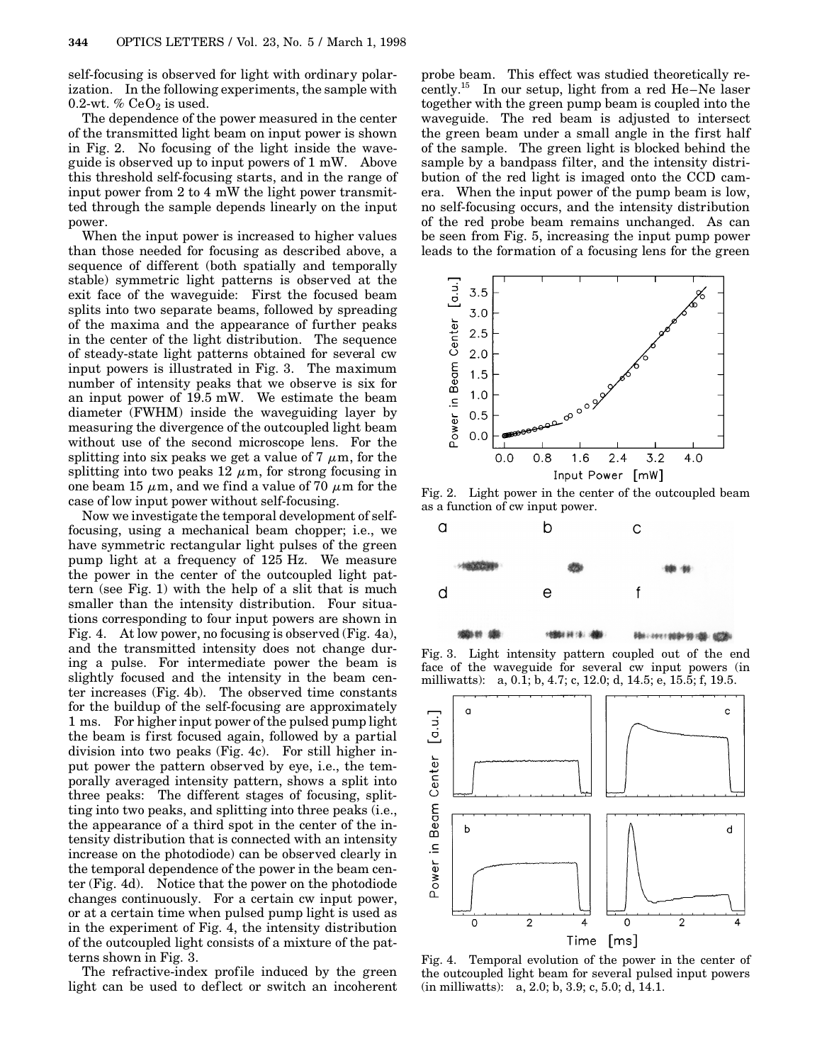self-focusing is observed for light with ordinary polarization. In the following experiments, the sample with 0.2-wt. % $CeO_2$ is used.

The dependence of the power measured in the center of the transmitted light beam on input power is shown in Fig. 2. No focusing of the light inside the waveguide is observed up to input powers of 1 mW. Above this threshold self-focusing starts, and in the range of input power from 2 to 4 mW the light power transmitted through the sample depends linearly on the input power.

When the input power is increased to higher values than those needed for focusing as described above, a sequence of different (both spatially and temporally stable) symmetric light patterns is observed at the exit face of the waveguide: First the focused beam splits into two separate beams, followed by spreading of the maxima and the appearance of further peaks in the center of the light distribution. The sequence of steady-state light patterns obtained for several cw input powers is illustrated in Fig. 3. The maximum number of intensity peaks that we observe is six for an input power of 19.5 mW. We estimate the beam diameter (FWHM) inside the waveguiding layer by measuring the divergence of the outcoupled light beam without use of the second microscope lens. For the splitting into six peaks we get a value of 7 $\mu$m, for the splitting into two peaks 12 $\mu$m, for strong focusing in one beam 15 $\mu$m, and we find a value of 70 $\mu$m for the case of low input power without self-focusing.

Now we investigate the temporal development of self-focusing, using a mechanical beam chopper; i.e., we have symmetric rectangular light pulses of the green pump light at a frequency of 125 Hz. We measure the power in the center of the outcoupled light pattern (see Fig. 1) with the help of a slit that is much smaller than the intensity distribution. Four situations corresponding to four input powers are shown in Fig. 4. At low power, no focusing is observed (Fig. 4a), and the transmitted intensity does not change during a pulse. For intermediate power the beam is slightly focused and the intensity in the beam center increases (Fig. 4b). The observed time constants for the buildup of the self-focusing are approximately 1 ms. For higher input power of the pulsed pump light the beam is first focused again, followed by a partial division into two peaks (Fig. 4c). For still higher input power the pattern observed by eye, i.e., the temporally averaged intensity pattern, shows a split into three peaks: The different stages of focusing, splitting into two peaks, and splitting into three peaks (i.e., the appearance of a third spot in the center of the intensity distribution that is connected with an intensity increase on the photodiode) can be observed clearly in the temporal dependence of the power in the beam center (Fig. 4d). Notice that the power on the photodiode changes continuously. For a certain cw input power, or at a certain time when pulsed pump light is used as in the experiment of Fig. 4, the intensity distribution of the outcoupled light consists of a mixture of the patterns shown in Fig. 3.

The refractive-index profile induced by the green light can be used to deflect or switch an incoherent probe beam. This effect was studied theoretically recently.[15] In our setup, light from a red He–Ne laser together with the green pump beam is coupled into the waveguide. The red beam is adjusted to intersect the green beam under a small angle in the first half of the sample. The green light is blocked behind the sample by a bandpass filter, and the intensity distribution of the red light is imaged onto the CCD camera. When the input power of the pump beam is low, no self-focusing occurs, and the intensity distribution of the red probe beam remains unchanged. As can be seen from Fig. 5, increasing the input pump power leads to the formation of a focusing lens for the green

Fig. 2. Light power in the center of the outcoupled beam as a function of cw input power.

Fig. 3. Light intensity pattern coupled out of the end face of the waveguide for several cw input powers (in milliwatts): a, 0.1; b, 4.7; c, 12.0; d, 14.5; e, 15.5; f, 19.5.

Fig. 4. Temporal evolution of the power in the center of the outcoupled light beam for several pulsed input powers (in milliwatts): a, 2.0; b, 3.9; c, 5.0; d, 14.1.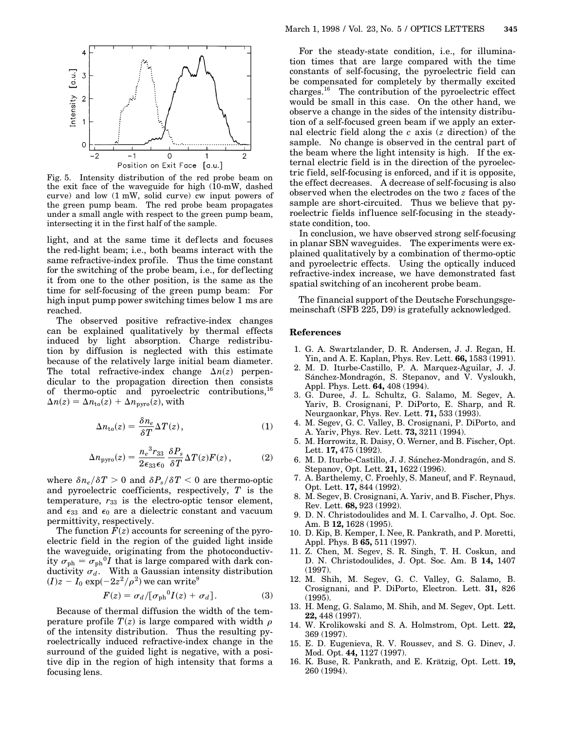4
3
2
1
0
Intensity [a.u.]
−2 −1 0 1 2
Position on Exit Face [a.u.]

Fig. 5. Intensity distribution of the red probe beam on the exit face of the waveguide for high (10-mW, dashed curve) and low (1 mW, solid curve) cw input powers of the green pump beam. The red probe beam propagates under a small angle with respect to the green pump beam, intersecting it in the first half of the sample.

light, and at the same time it deflects and focuses the red-light beam; i.e., both beams interact with the same refractive-index profile. Thus the time constant for the switching of the probe beam, i.e., for deflecting it from one to the other position, is the same as the time for self-focusing of the green pump beam: For high input pump power switching times below 1 ms are reached.

The observed positive refractive-index changes can be explained qualitatively by thermal effects induced by light absorption. Charge redistribution by diffusion is neglected with this estimate because of the relatively large initial beam diameter. The total refractive-index change $\Delta n(z)$ perpendicular to the propagation direction then consists of thermo-optic and pyroelectric contributions,[16] $\Delta n(z) = \Delta n_{\mathrm{to}}(z) + \Delta n_{\mathrm{pyro}}(z)$, with

$$\Delta n_{\mathrm{to}}(z) = \frac{\delta n_e}{\delta T} \Delta T(z)\,, \tag{1}$$

$$\Delta n_{\mathrm{pyro}}(z) = \frac{{n_e}^3 r_{33}}{2\epsilon_{33}\epsilon_0} \frac{\delta P_s}{\delta T} \Delta T(z) F(z)\,, \tag{2}$$

where $\delta n_e/\delta T > 0$ and $\delta P_s/\delta T < 0$ are thermo-optic and pyroelectric coefficients, respectively, $T$ is the temperature, $r_{33}$ is the electro-optic tensor element, and $\epsilon_{33}$ and $\epsilon_0$ are a dielectric constant and vacuum permittivity, respectively.

The function $F(z)$ accounts for screening of the pyroelectric field in the region of the guided light inside the waveguide, originating from the photoconductivity $\sigma_{\mathrm{ph}} = {\sigma_{\mathrm{ph}}}^0 I$ that is large compared with dark conductivity $\sigma_d$. With a Gaussian intensity distribution $(I)z - I_0 \exp(-2z^2/\rho^2)$ we can write[9]

$$F(z) = \sigma_d/[{\sigma_{\mathrm{ph}}}^0 I(z) + \sigma_d]\,. \tag{3}$$

Because of thermal diffusion the width of the temperature profile $T(z)$ is large compared with width $\rho$ of the intensity distribution. Thus the resulting pyroelectrically induced refractive-index change in the surround of the guided light is negative, with a positive dip in the region of high intensity that forms a focusing lens.

For the steady-state condition, i.e., for illumination times that are large compared with the time constants of self-focusing, the pyroelectric field can be compensated for completely by thermally excited charges.[16] The contribution of the pyroelectric effect would be small in this case. On the other hand, we observe a change in the sides of the intensity distribution of a self-focused green beam if we apply an external electric field along the $c$ axis ($z$ direction) of the sample. No change is observed in the central part of the beam where the light intensity is high. If the external electric field is in the direction of the pyroelectric field, self-focusing is enforced, and if it is opposite, the effect decreases. A decrease of self-focusing is also observed when the electrodes on the two $z$ faces of the sample are short-circuited. Thus we believe that pyroelectric fields influence self-focusing in the steady-state condition, too.

In conclusion, we have observed strong self-focusing in planar SBN waveguides. The experiments were explained qualitatively by a combination of thermo-optic and pyroelectric effects. Using the optically induced refractive-index increase, we have demonstrated fast spatial switching of an incoherent probe beam.

The financial support of the Deutsche Forschungsgemeinschaft (SFB 225, D9) is gratefully acknowledged.

## References

1. G. A. Swartzlander, D. R. Andersen, J. J. Regan, H. Yin, and A. E. Kaplan, Phys. Rev. Lett. **66,** 1583 (1991).
2. M. D. Iturbe-Castillo, P. A. Marquez-Aguilar, J. J. Sánchez-Mondragón, S. Stepanov, and V. Vysloukh, Appl. Phys. Lett. **64,** 408 (1994).
3. G. Duree, J. L. Schultz, G. Salamo, M. Segev, A. Yariv, B. Crosignani, P. DiPorto, E. Sharp, and R. Neurgaonkar, Phys. Rev. Lett. **71,** 533 (1993).
4. M. Segev, G. C. Valley, B. Crosignani, P. DiPorto, and A. Yariv, Phys. Rev. Lett. **73,** 3211 (1994).
5. M. Horrowitz, R. Daisy, O. Werner, and B. Fischer, Opt. Lett. **17,** 475 (1992).
6. M. D. Iturbe-Castillo, J. J. Sánchez-Mondragón, and S. Stepanov, Opt. Lett. **21,** 1622 (1996).
7. A. Barthelemy, C. Froehly, S. Maneuf, and F. Reynaud, Opt. Lett. **17,** 844 (1992).
8. M. Segev, B. Crosignani, A. Yariv, and B. Fischer, Phys. Rev. Lett. **68,** 923 (1992).
9. D. N. Christodoulides and M. I. Carvalho, J. Opt. Soc. Am. B **12,** 1628 (1995).
10. D. Kip, B. Kemper, I. Nee, R. Pankrath, and P. Moretti, Appl. Phys. B **65,** 511 (1997).
11. Z. Chen, M. Segev, S. R. Singh, T. H. Coskun, and D. N. Christodoulides, J. Opt. Soc. Am. B **14,** 1407 (1997).
12. M. Shih, M. Segev, G. C. Valley, G. Salamo, B. Crosignani, and P. DiPorto, Electron. Lett. **31,** 826 (1995).
13. H. Meng, G. Salamo, M. Shih, and M. Segev, Opt. Lett. **22,** 448 (1997).
14. W. Krolikowski and S. A. Holmstrom, Opt. Lett. **22,** 369 (1997).
15. E. D. Eugenieva, R. V. Roussev, and S. G. Dinev, J. Mod. Opt. **44,** 1127 (1997).
16. K. Buse, R. Pankrath, and E. Krätzig, Opt. Lett. **19,** 260 (1994).